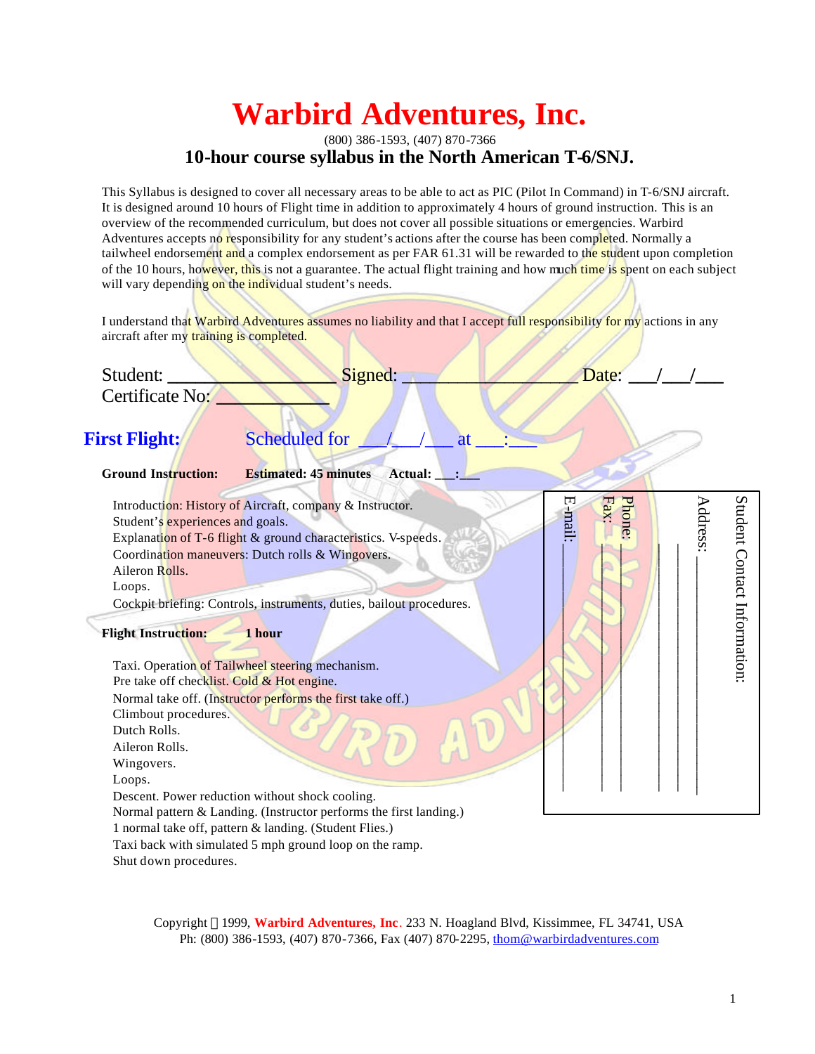# Warbird Adventures, Inc.

(800) 386-1593, (407) 870-7366

## 10-hour course syllabus in the North American T-6/SNJ.

This Syllabus is designed to cover all necessary areas to be able to act as PIC (Pilot In Command) in T-6/SNJ aircraft. It is designed around 10 hours of Flight time in addition to approximately 4 hours of ground instruction. This is an overview of the recommended curriculum, but does not cover all possible situations or emergencies. Warbird Adventures accepts no responsibility for any student's actions after the course has been completed. Normally a tailwheel endorsement and a complex endorsement as per FAR 61.31 will be rewarded to the student upon completion of the 10 hours, however, this is not a guarantee. The actual flight training and how much time is spent on each subject will vary depending on the individual student's needs.

I understand that Warbird Adventures assumes no liability and that I accept full responsibility for my actions in any aircraft after my training is completed.

Student: ________________ Signed: ________________ Date: ___/___/___
Certificate No: ____________

**Student Contact Information:**

Address: ________________

________________

________________

Phone: ________________

Fax: ________________

E-mail: ________________

## First Flight: Scheduled for ___/___/___ at ___:___

**Ground Instruction: Estimated: 45 minutes Actual: ___:___**

Introduction: History of Aircraft, company & Instructor.
Student's experiences and goals.
Explanation of T-6 flight & ground characteristics. V-speeds.
Coordination maneuvers: Dutch rolls & Wingovers.
Aileron Rolls.
Loops.
Cockpit briefing: Controls, instruments, duties, bailout procedures.

**Flight Instruction: 1 hour**

Taxi. Operation of Tailwheel steering mechanism.
Pre take off checklist. Cold & Hot engine.
Normal take off. (Instructor performs the first take off.)
Climbout procedures.
Dutch Rolls.
Aileron Rolls.
Wingovers.
Loops.
Descent. Power reduction without shock cooling.
Normal pattern & Landing. (Instructor performs the first landing.)
1 normal take off, pattern & landing. (Student Flies.)
Taxi back with simulated 5 mph ground loop on the ramp.
Shut down procedures.

Copyright © 1999, **Warbird Adventures, Inc**. 233 N. Hoagland Blvd, Kissimmee, FL 34741, USA
Ph: (800) 386-1593, (407) 870-7366, Fax (407) 870-2295, thom@warbirdadventures.com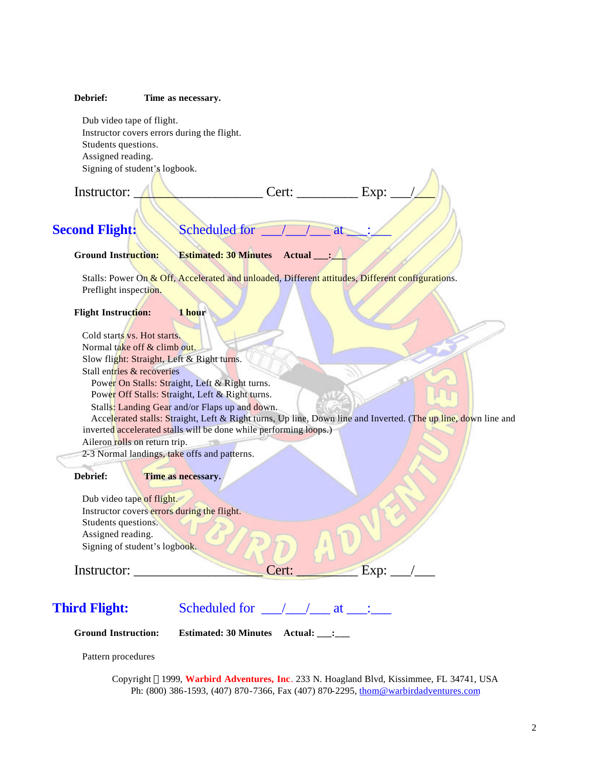**Debrief:** **Time as necessary.**

Dub video tape of flight.
Instructor covers errors during the flight.
Students questions.
Assigned reading.
Signing of student's logbook.

Instructor: ___________________ Cert: _________ Exp: ___/___

## Second Flight: Scheduled for ___/___/___ at ___:___

**Ground Instruction:** **Estimated: 30 Minutes** **Actual ___:___**

Stalls: Power On & Off, Accelerated and unloaded, Different attitudes, Different configurations.
Preflight inspection.

**Flight Instruction:** **1 hour**

Cold starts vs. Hot starts.
Normal take off & climb out.
Slow flight: Straight, Left & Right turns.
Stall entries & recoveries
- Power On Stalls: Straight, Left & Right turns.
- Power Off Stalls: Straight, Left & Right turns.
- Stalls: Landing Gear and/or Flaps up and down.
- Accelerated stalls: Straight, Left & Right turns, Up line, Down line and Inverted. (The up line, down line and inverted accelerated stalls will be done while performing loops.)

Aileron rolls on return trip.
2-3 Normal landings, take offs and patterns.

**Debrief:** **Time as necessary.**

Dub video tape of flight.
Instructor covers errors during the flight.
Students questions.
Assigned reading.
Signing of student's logbook.

Instructor: ___________________ Cert: _________ Exp: ___/___

## Third Flight: Scheduled for ___/___/___ at ___:___

**Ground Instruction:** **Estimated: 30 Minutes** **Actual: ___:___**

Pattern procedures

Copyright © 1999, **Warbird Adventures, Inc**. 233 N. Hoagland Blvd, Kissimmee, FL 34741, USA
Ph: (800) 386-1593, (407) 870-7366, Fax (407) 870-2295, thom@warbirdadventures.com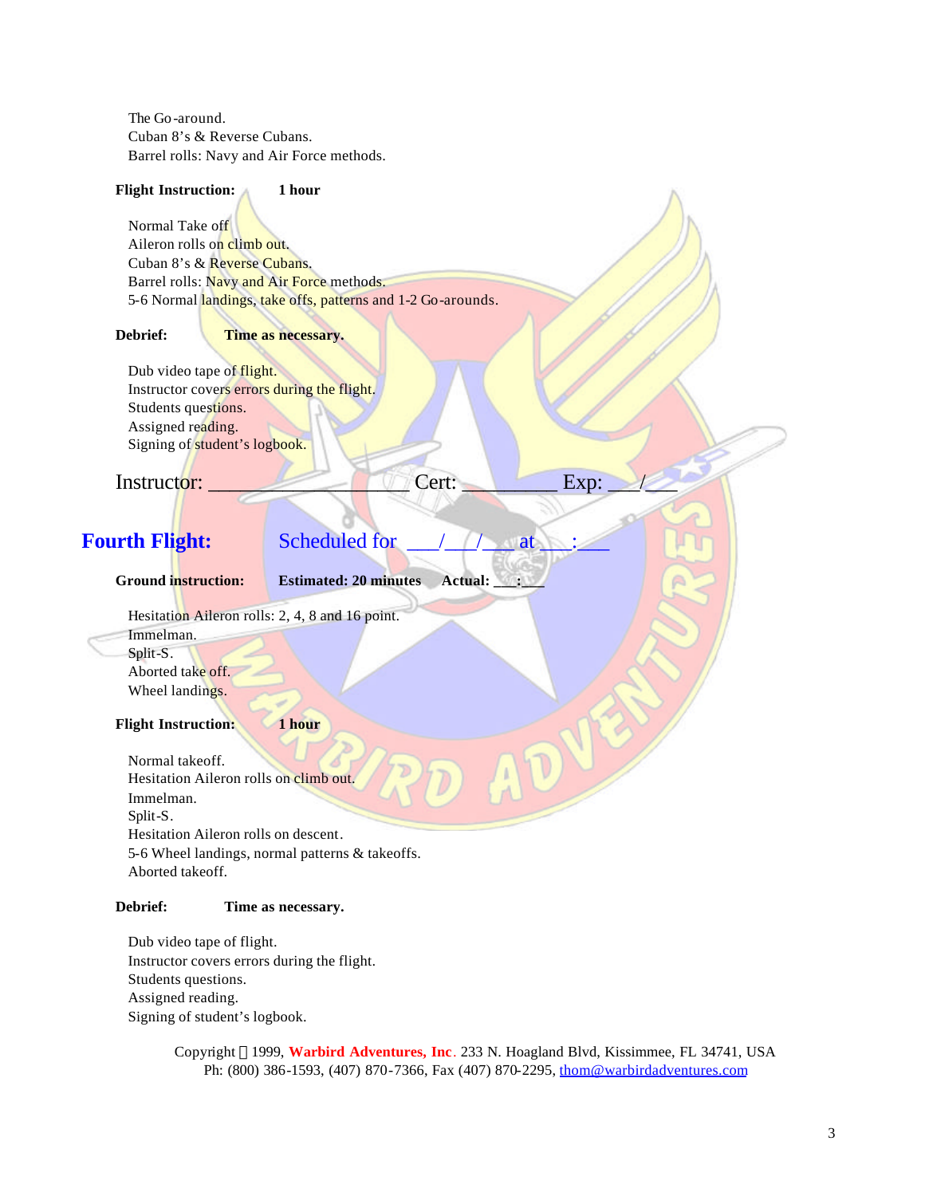The Go-around.
Cuban 8's & Reverse Cubans.
Barrel rolls: Navy and Air Force methods.

**Flight Instruction:** **1 hour**

Normal Take off
Aileron rolls on climb out.
Cuban 8's & Reverse Cubans.
Barrel rolls: Navy and Air Force methods.
5-6 Normal landings, take offs, patterns and 1-2 Go-arounds.

**Debrief:** **Time as necessary.**

Dub video tape of flight.
Instructor covers errors during the flight.
Students questions.
Assigned reading.
Signing of student's logbook.

Instructor: ________________ Cert: _________ Exp: ___/___

## Fourth Flight: Scheduled for ___/___/___ at ___:___

**Ground instruction:** **Estimated: 20 minutes** **Actual: ___:___**

Hesitation Aileron rolls: 2, 4, 8 and 16 point.
Immelman.
Split-S.
Aborted take off.
Wheel landings.

**Flight Instruction:** **1 hour**

Normal takeoff.
Hesitation Aileron rolls on climb out.
Immelman.
Split-S.
Hesitation Aileron rolls on descent.
5-6 Wheel landings, normal patterns & takeoffs.
Aborted takeoff.

**Debrief:** **Time as necessary.**

Dub video tape of flight.
Instructor covers errors during the flight.
Students questions.
Assigned reading.
Signing of student's logbook.

Copyright © 1999, **Warbird Adventures, Inc**. 233 N. Hoagland Blvd, Kissimmee, FL 34741, USA
Ph: (800) 386-1593, (407) 870-7366, Fax (407) 870-2295, thom@warbirdadventures.com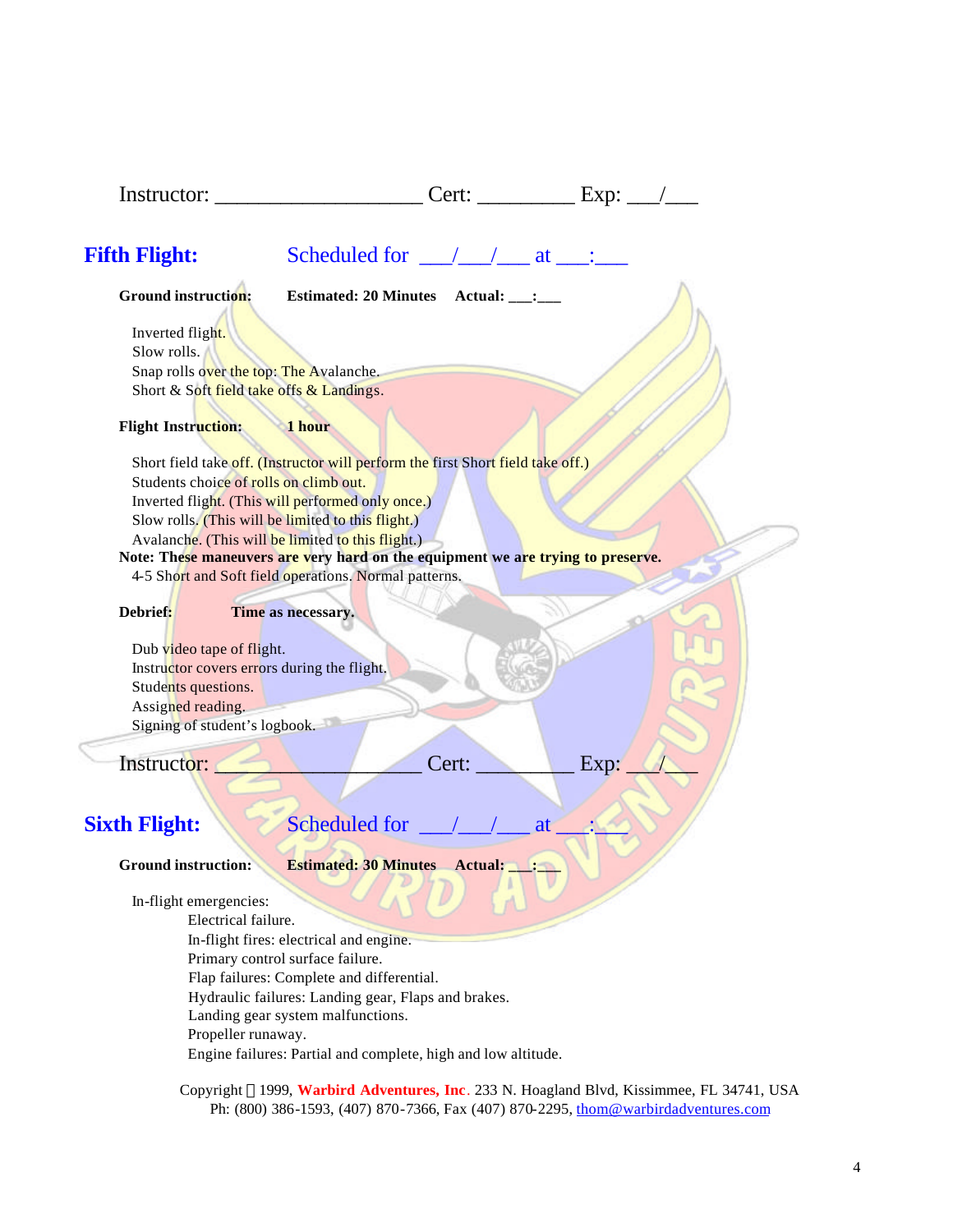Instructor: ___________________ Cert: _________ Exp: ___/___

## Fifth Flight: Scheduled for ___/___/___ at ___:___

**Ground instruction:** **Estimated: 20 Minutes** **Actual: ___:___**

Inverted flight.
Slow rolls.
Snap rolls over the top: The Avalanche.
Short & Soft field take offs & Landings.

**Flight Instruction:** **1 hour**

Short field take off. (Instructor will perform the first Short field take off.)
Students choice of rolls on climb out.
Inverted flight. (This will performed only once.)
Slow rolls. (This will be limited to this flight.)
Avalanche. (This will be limited to this flight.)
**Note: These maneuvers are very hard on the equipment we are trying to preserve.**
4-5 Short and Soft field operations. Normal patterns.

**Debrief:** **Time as necessary.**

Dub video tape of flight.
Instructor covers errors during the flight.
Students questions.
Assigned reading.
Signing of student's logbook.

Instructor: ___________________ Cert: _________ Exp: ___/___

## Sixth Flight: Scheduled for ___/___/___ at ___:___

**Ground instruction:** **Estimated: 30 Minutes** **Actual: ___:___**

In-flight emergencies:

- Electrical failure.
- In-flight fires: electrical and engine.
- Primary control surface failure.
- Flap failures: Complete and differential.
- Hydraulic failures: Landing gear, Flaps and brakes.
- Landing gear system malfunctions.
- Propeller runaway.
- Engine failures: Partial and complete, high and low altitude.

Copyright © 1999, **Warbird Adventures, Inc**. 233 N. Hoagland Blvd, Kissimmee, FL 34741, USA
Ph: (800) 386-1593, (407) 870-7366, Fax (407) 870-2295, thom@warbirdadventures.com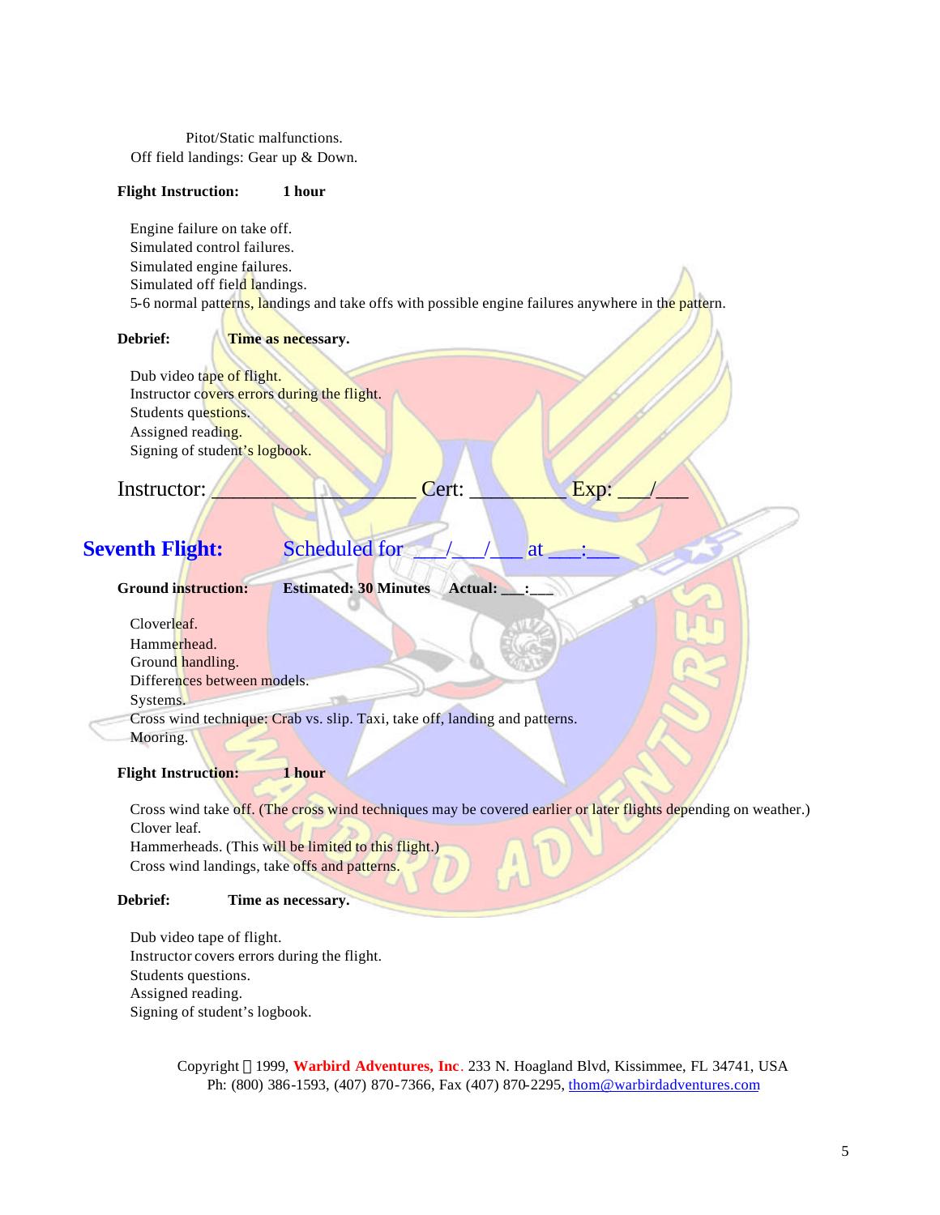Pitot/Static malfunctions.
Off field landings: Gear up & Down.

**Flight Instruction:** **1 hour**

Engine failure on take off.
Simulated control failures.
Simulated engine failures.
Simulated off field landings.
5-6 normal patterns, landings and take offs with possible engine failures anywhere in the pattern.

**Debrief:** **Time as necessary.**

Dub video tape of flight.
Instructor covers errors during the flight.
Students questions.
Assigned reading.
Signing of student's logbook.

Instructor: ___________________ Cert: _________ Exp: ___/___

## Seventh Flight: Scheduled for ___/___/___ at ___:___

**Ground instruction:** **Estimated: 30 Minutes** **Actual: ___:___**

Cloverleaf.
Hammerhead.
Ground handling.
Differences between models.
Systems.
Cross wind technique: Crab vs. slip. Taxi, take off, landing and patterns.
Mooring.

**Flight Instruction:** **1 hour**

Cross wind take off. (The cross wind techniques may be covered earlier or later flights depending on weather.)
Clover leaf.
Hammerheads. (This will be limited to this flight.)
Cross wind landings, take offs and patterns.

**Debrief:** **Time as necessary.**

Dub video tape of flight.
Instructor covers errors during the flight.
Students questions.
Assigned reading.
Signing of student's logbook.

Copyright © 1999, **Warbird Adventures, Inc**. 233 N. Hoagland Blvd, Kissimmee, FL 34741, USA
Ph: (800) 386-1593, (407) 870-7366, Fax (407) 870-2295, thom@warbirdadventures.com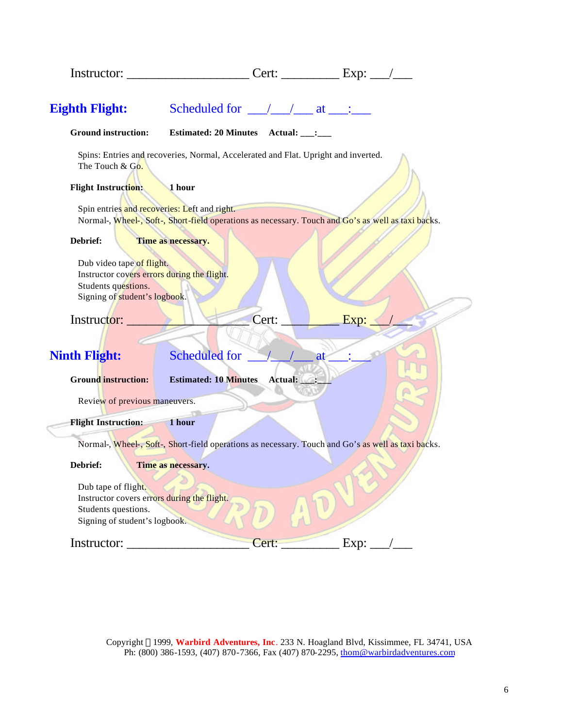Instructor: ___________________ Cert: _________ Exp: ___/___

## Eighth Flight: Scheduled for ___/___/___ at ___:___

**Ground instruction:** **Estimated: 20 Minutes** **Actual: ___:___**

Spins: Entries and recoveries, Normal, Accelerated and Flat. Upright and inverted.
The Touch & Go.

**Flight Instruction:** **1 hour**

Spin entries and recoveries: Left and right.
Normal-, Wheel-, Soft-, Short-field operations as necessary. Touch and Go's as well as taxi backs.

**Debrief:** **Time as necessary.**

Dub video tape of flight.
Instructor covers errors during the flight.
Students questions.
Signing of student's logbook.

Instructor: ___________________ Cert: _________ Exp: ___/___

## Ninth Flight: Scheduled for ___/___/___ at ___:___

**Ground instruction:** **Estimated: 10 Minutes** **Actual: ___:___**

Review of previous maneuvers.

**Flight Instruction:** **1 hour**

Normal-, Wheel-, Soft-, Short-field operations as necessary. Touch and Go's as well as taxi backs.

**Debrief:** **Time as necessary.**

Dub tape of flight.
Instructor covers errors during the flight.
Students questions.
Signing of student's logbook.

Instructor: ___________________ Cert: _________ Exp: ___/___

Copyright © 1999, **Warbird Adventures, Inc**. 233 N. Hoagland Blvd, Kissimmee, FL 34741, USA
Ph: (800) 386-1593, (407) 870-7366, Fax (407) 870-2295, thom@warbirdadventures.com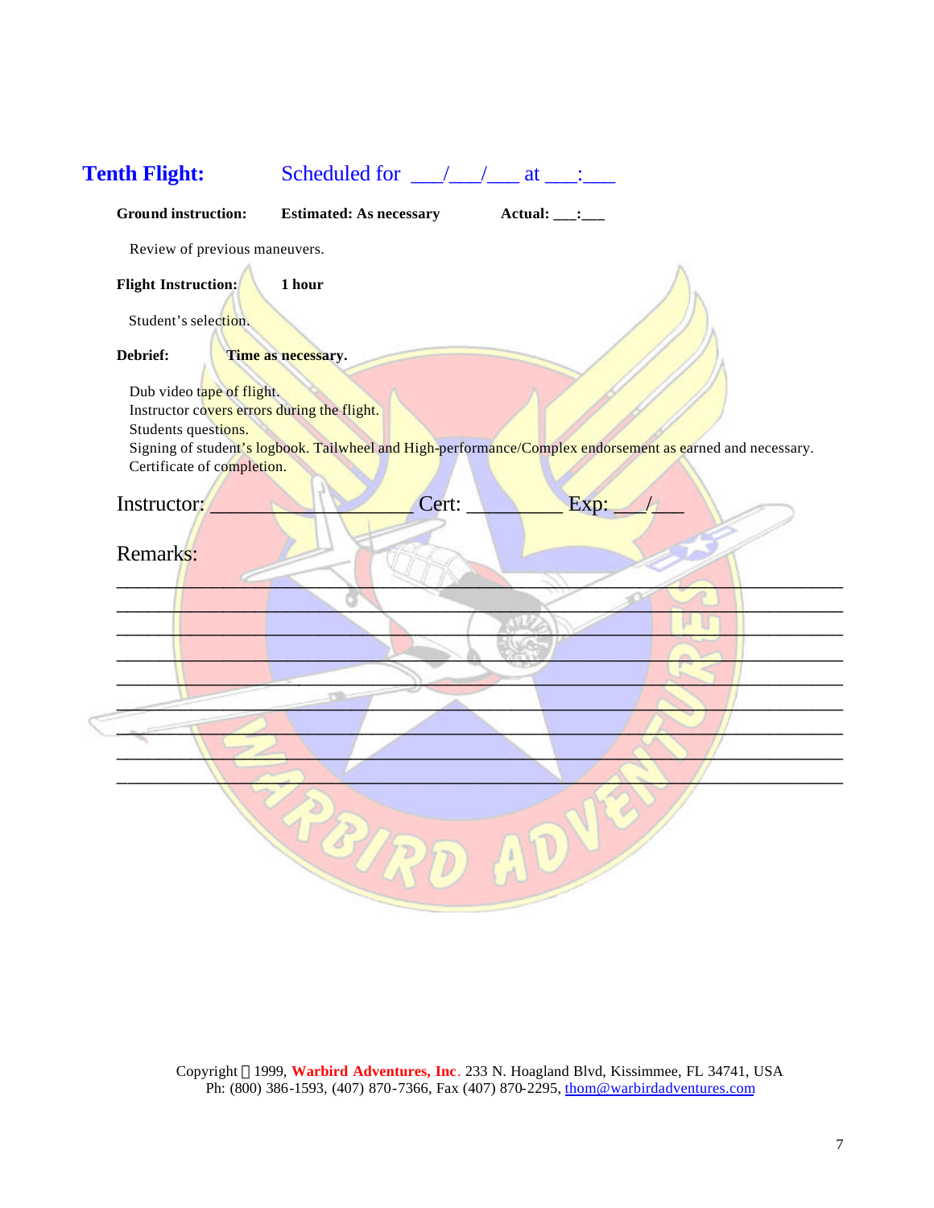## Tenth Flight: Scheduled for ___/___/___ at ___:___

**Ground instruction:** **Estimated: As necessary** **Actual: ___:___**

Review of previous maneuvers.

**Flight Instruction:** **1 hour**

Student's selection.

**Debrief:** **Time as necessary.**

Dub video tape of flight.
Instructor covers errors during the flight.
Students questions.
Signing of student's logbook. Tailwheel and High-performance/Complex endorsement as earned and necessary.
Certificate of completion.

Instructor: ___________________ Cert: _________ Exp: ___/___

Remarks:

___________________________________________________________________________
___________________________________________________________________________
___________________________________________________________________________
___________________________________________________________________________
___________________________________________________________________________
___________________________________________________________________________
___________________________________________________________________________
___________________________________________________________________________
___________________________________________________________________________

Copyright © 1999, **Warbird Adventures, Inc**. 233 N. Hoagland Blvd, Kissimmee, FL 34741, USA
Ph: (800) 386-1593, (407) 870-7366, Fax (407) 870-2295, thom@warbirdadventures.com